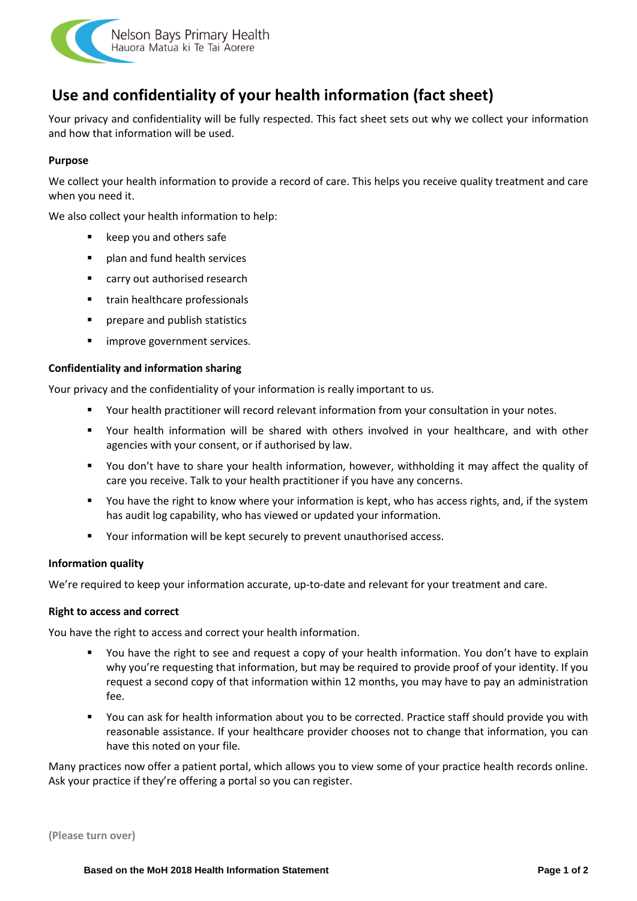Nelson Bays Primary Health
Hauora Matua ki Te Tai Aorere

# Use and confidentiality of your health information (fact sheet)

Your privacy and confidentiality will be fully respected. This fact sheet sets out why we collect your information and how that information will be used.

### Purpose

We collect your health information to provide a record of care. This helps you receive quality treatment and care when you need it.

We also collect your health information to help:

- keep you and others safe
- plan and fund health services
- carry out authorised research
- train healthcare professionals
- prepare and publish statistics
- improve government services.

### Confidentiality and information sharing

Your privacy and the confidentiality of your information is really important to us.

- Your health practitioner will record relevant information from your consultation in your notes.
- Your health information will be shared with others involved in your healthcare, and with other agencies with your consent, or if authorised by law.
- You don't have to share your health information, however, withholding it may affect the quality of care you receive. Talk to your health practitioner if you have any concerns.
- You have the right to know where your information is kept, who has access rights, and, if the system has audit log capability, who has viewed or updated your information.
- Your information will be kept securely to prevent unauthorised access.

### Information quality

We're required to keep your information accurate, up-to-date and relevant for your treatment and care.

### Right to access and correct

You have the right to access and correct your health information.

- You have the right to see and request a copy of your health information. You don't have to explain why you're requesting that information, but may be required to provide proof of your identity. If you request a second copy of that information within 12 months, you may have to pay an administration fee.
- You can ask for health information about you to be corrected. Practice staff should provide you with reasonable assistance. If your healthcare provider chooses not to change that information, you can have this noted on your file.

Many practices now offer a patient portal, which allows you to view some of your practice health records online. Ask your practice if they're offering a portal so you can register.

(Please turn over)

Based on the MoH 2018 Health Information Statement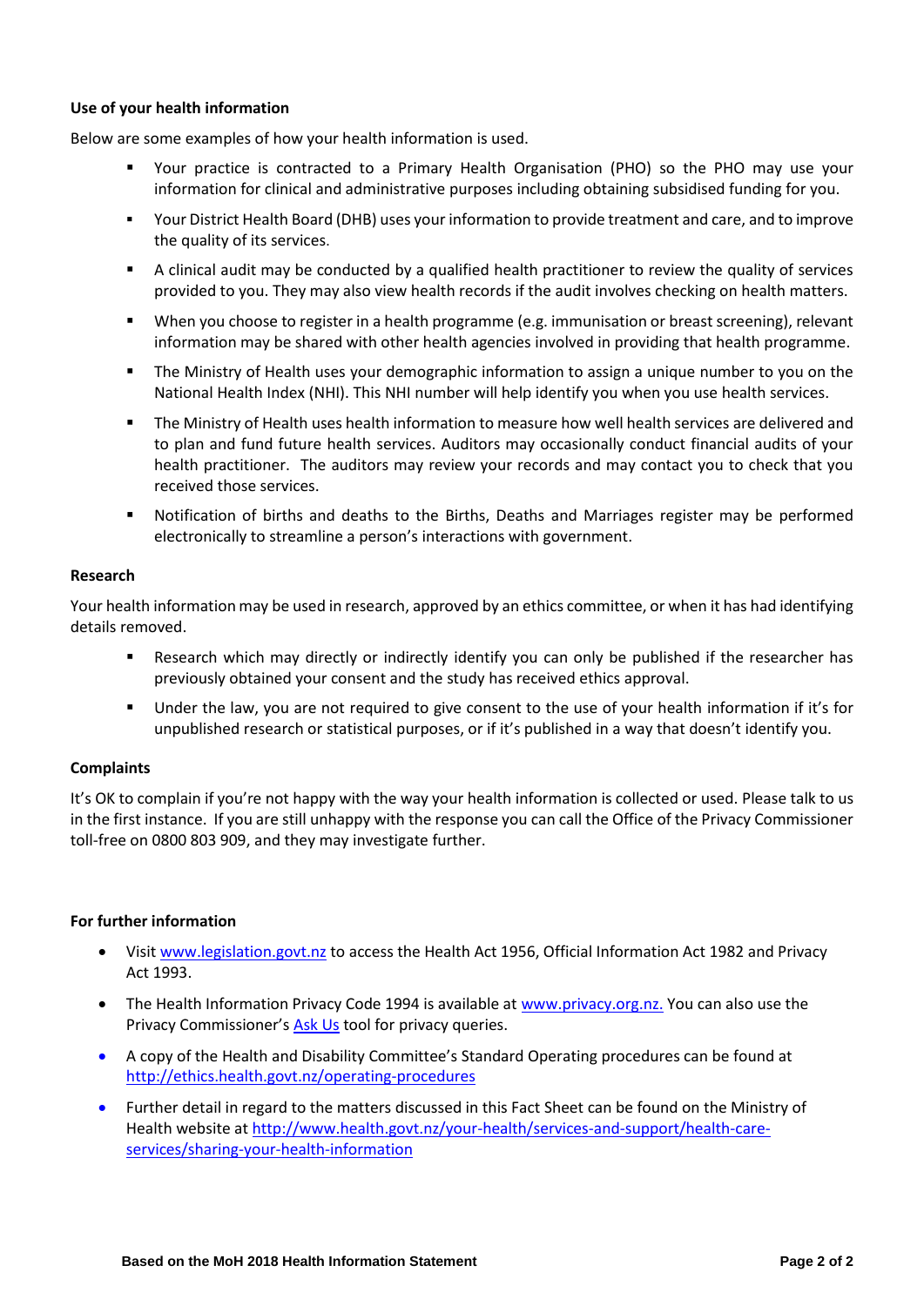**Use of your health information**

Below are some examples of how your health information is used.

- Your practice is contracted to a Primary Health Organisation (PHO) so the PHO may use your information for clinical and administrative purposes including obtaining subsidised funding for you.
- Your District Health Board (DHB) uses your information to provide treatment and care, and to improve the quality of its services.
- A clinical audit may be conducted by a qualified health practitioner to review the quality of services provided to you. They may also view health records if the audit involves checking on health matters.
- When you choose to register in a health programme (e.g. immunisation or breast screening), relevant information may be shared with other health agencies involved in providing that health programme.
- The Ministry of Health uses your demographic information to assign a unique number to you on the National Health Index (NHI). This NHI number will help identify you when you use health services.
- The Ministry of Health uses health information to measure how well health services are delivered and to plan and fund future health services. Auditors may occasionally conduct financial audits of your health practitioner. The auditors may review your records and may contact you to check that you received those services.
- Notification of births and deaths to the Births, Deaths and Marriages register may be performed electronically to streamline a person's interactions with government.

**Research**

Your health information may be used in research, approved by an ethics committee, or when it has had identifying details removed.

- Research which may directly or indirectly identify you can only be published if the researcher has previously obtained your consent and the study has received ethics approval.
- Under the law, you are not required to give consent to the use of your health information if it's for unpublished research or statistical purposes, or if it's published in a way that doesn't identify you.

**Complaints**

It's OK to complain if you're not happy with the way your health information is collected or used. Please talk to us in the first instance. If you are still unhappy with the response you can call the Office of the Privacy Commissioner toll-free on 0800 803 909, and they may investigate further.

**For further information**

- Visit [www.legislation.govt.nz](http://www.legislation.govt.nz) to access the Health Act 1956, Official Information Act 1982 and Privacy Act 1993.
- The Health Information Privacy Code 1994 is available at [www.privacy.org.nz.](http://www.privacy.org.nz) You can also use the Privacy Commissioner's Ask Us tool for privacy queries.
- A copy of the Health and Disability Committee's Standard Operating procedures can be found at [http://ethics.health.govt.nz/operating-procedures](http://ethics.health.govt.nz/operating-procedures)
- Further detail in regard to the matters discussed in this Fact Sheet can be found on the Ministry of Health website at [http://www.health.govt.nz/your-health/services-and-support/health-care-services/sharing-your-health-information](http://www.health.govt.nz/your-health/services-and-support/health-care-services/sharing-your-health-information)

**Based on the MoH 2018 Health Information Statement**